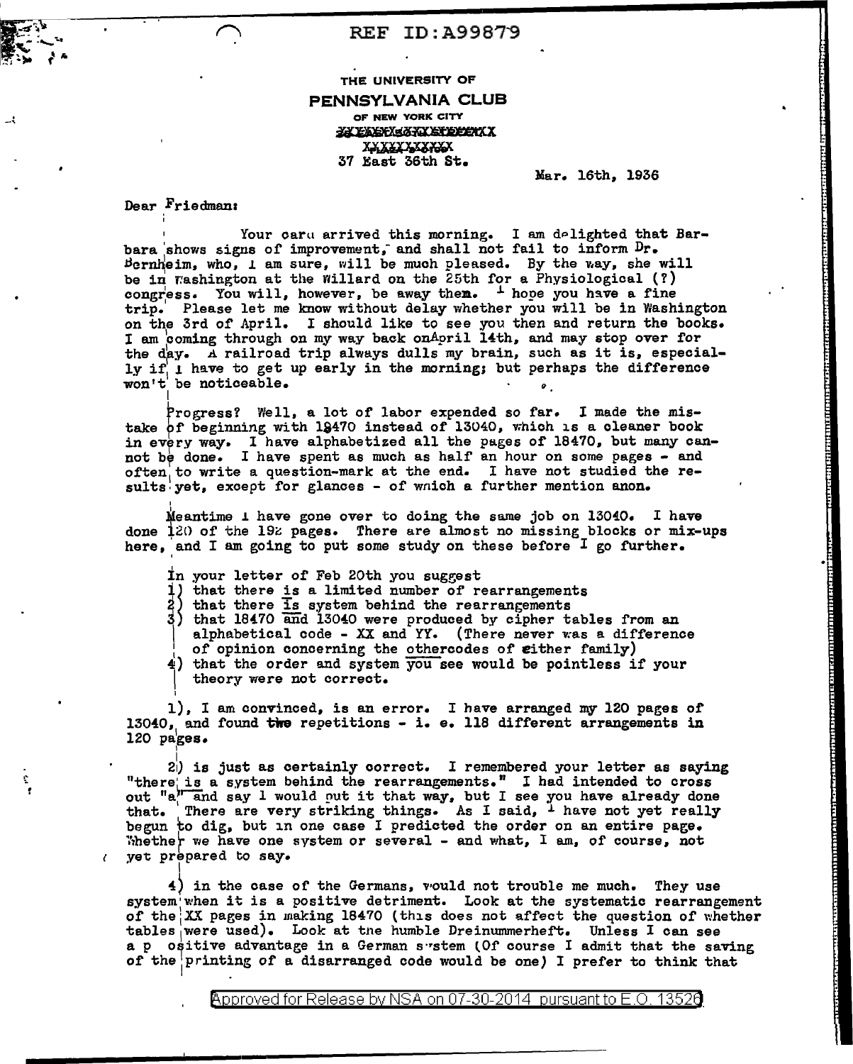REF ID:A99879

THE UNIVERSITY OF
**PENNSYLVANIA CLUB**
OF NEW YORK CITY
37 East 36th St.

Mar. 16th, 1936

Dear Friedman:

Your card arrived this morning. I am delighted that Barbara shows signs of improvement, and shall not fail to inform Dr. Bernheim, who, I am sure, will be much pleased. By the way, she will be in Washington at the Willard on the 25th for a Physiological (?) congress. You will, however, be away then. I hope you have a fine trip. Please let me know without delay whether you will be in Washington on the 3rd of April. I should like to see you then and return the books. I am coming through on my way back onApril 14th, and may stop over for the day. A railroad trip always dulls my brain, such as it is, especially if I have to get up early in the morning; but perhaps the difference won't be noticeable.

Progress? Well, a lot of labor expended so far. I made the mistake of beginning with 18470 instead of 13040, which is a cleaner book in every way. I have alphabetized all the pages of 18470, but many cannot be done. I have spent as much as half an hour on some pages - and often to write a question-mark at the end. I have not studied the results yet, except for glances - of which a further mention anon.

Meantime I have gone over to doing the same job on 13040. I have done 120 of the 192 pages. There are almost no missing blocks or mix-ups here, and I am going to put some study on these before I go further.

In your letter of Feb 20th you suggest

1) that there is a limited number of rearrangements
2) that there Is system behind the rearrangements
3) that 18470 and 13040 were produced by cipher tables from an alphabetical code - XX and YY. (There never was a difference of opinion concerning the othercodes of either family)
4) that the order and system you see would be pointless if your theory were not correct.

1), I am convinced, is an error. I have arranged my 120 pages of 13040, and found two repetitions - i. e. 118 different arrangements in 120 pages.

2) is just as certainly correct. I remembered your letter as saying "there is a system behind the rearrangements." I had intended to cross out "a" and say I would put it that way, but I see you have already done that. There are very striking things. As I said, I have not yet really begun to dig, but in one case I predicted the order on an entire page. Whether we have one system or several - and what, I am, of course, not yet prepared to say.

4) in the case of the Germans, would not trouble me much. They use system when it is a positive detriment. Look at the systematic rearrangement of the XX pages in making 18470 (this does not affect the question of whether tables were used). Look at the humble Dreinummerheft. Unless I can see a positive advantage in a German system (Of course I admit that the saving of the printing of a disarranged code would be one) I prefer to think that

Approved for Release by NSA on 07-30-2014 pursuant to E.O. 13526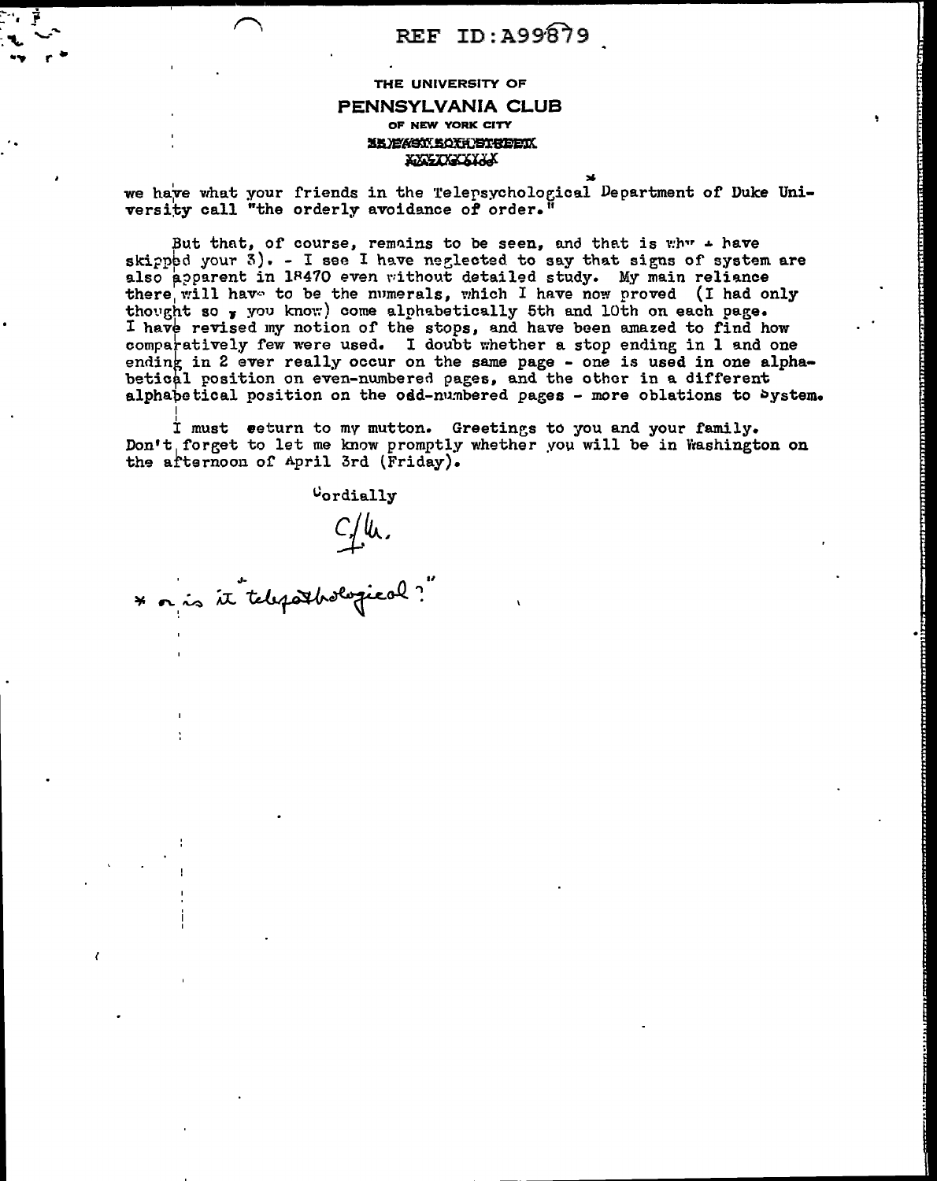REF ID:A99879

THE UNIVERSITY OF
PENNSYLVANIA CLUB
OF NEW YORK CITY

we have what your friends in the Telepsychological* Department of Duke University call "the orderly avoidance of order."

But that, of course, remains to be seen, and that is why I have skipped your 3). - I see I have neglected to say that signs of system are also apparent in 18470 even without detailed study. My main reliance there will have to be the numerals, which I have now proved (I had only thought so , you know) come alphabetically 5th and 10th on each page. I have revised my notion of the stops, and have been amazed to find how comparatively few were used. I doubt whether a stop ending in 1 and one ending in 2 ever really occur on the same page - one is used in one alphabetical position on even-numbered pages, and the other in a different alphabetical position on the odd-numbered pages - more oblations to System.

I must return to my mutton. Greetings to you and your family. Don't forget to let me know promptly whether you will be in Washington on the afternoon of April 3rd (Friday).

Cordially

C.H.

* or is it "telepathological?"